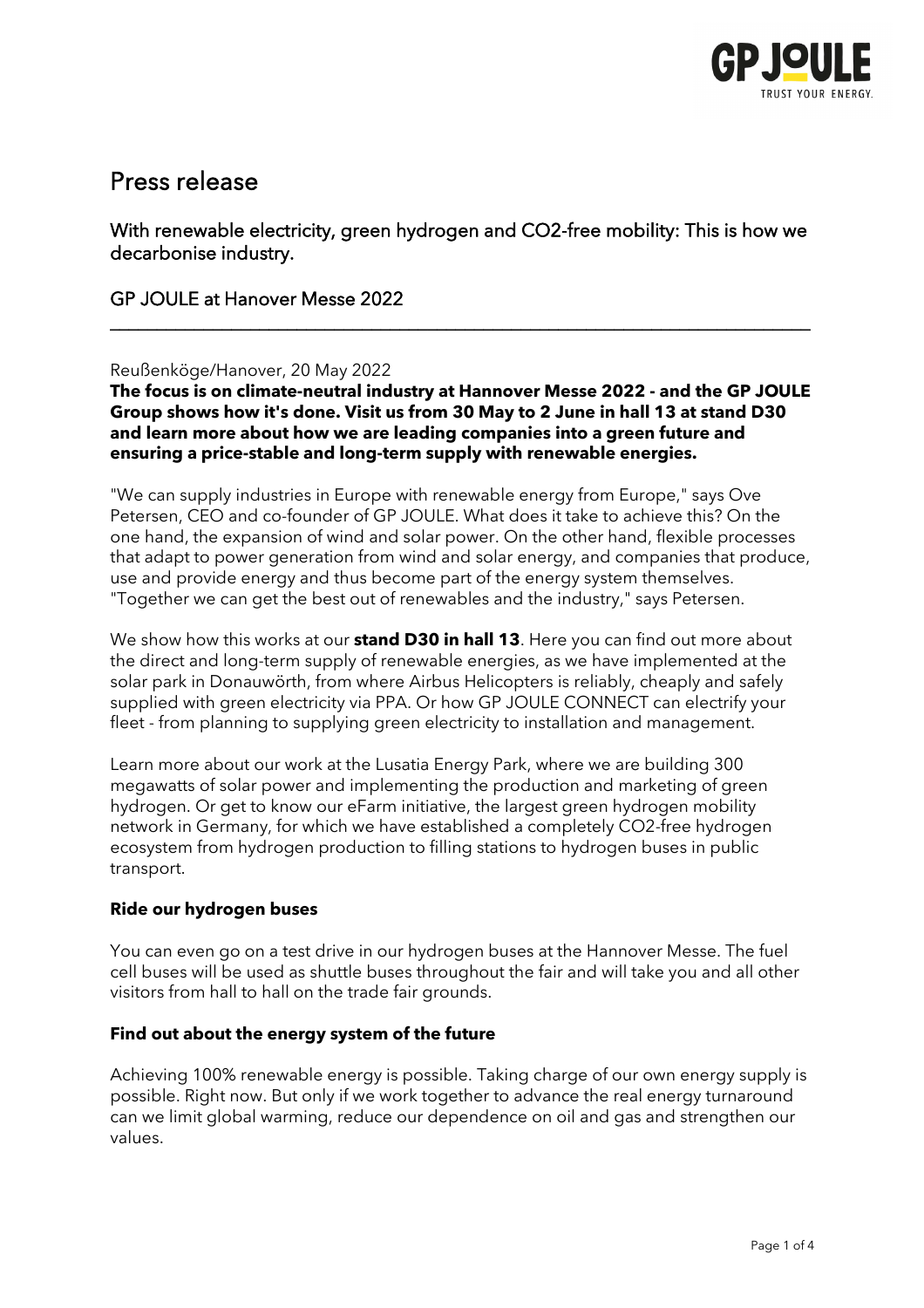# Press release

## With renewable electricity, green hydrogen and $CO_2$-free mobility: This is how we decarbonise industry.

## GP JOULE at Hanover Messe 2022

---

Reußenköge/Hanover, 20 May 2022

**The focus is on climate-neutral industry at Hannover Messe 2022 - and the GP JOULE Group shows how it's done. Visit us from 30 May to 2 June in hall 13 at stand D30 and learn more about how we are leading companies into a green future and ensuring a price-stable and long-term supply with renewable energies.**

"We can supply industries in Europe with renewable energy from Europe," says Ove Petersen, CEO and co-founder of GP JOULE. What does it take to achieve this? On the one hand, the expansion of wind and solar power. On the other hand, flexible processes that adapt to power generation from wind and solar energy, and companies that produce, use and provide energy and thus become part of the energy system themselves. "Together we can get the best out of renewables and the industry," says Petersen.

We show how this works at our **stand D30 in hall 13**. Here you can find out more about the direct and long-term supply of renewable energies, as we have implemented at the solar park in Donauwörth, from where Airbus Helicopters is reliably, cheaply and safely supplied with green electricity via PPA. Or how GP JOULE CONNECT can electrify your fleet - from planning to supplying green electricity to installation and management.

Learn more about our work at the Lusatia Energy Park, where we are building 300 megawatts of solar power and implementing the production and marketing of green hydrogen. Or get to know our eFarm initiative, the largest green hydrogen mobility network in Germany, for which we have established a completely $CO_2$-free hydrogen ecosystem from hydrogen production to filling stations to hydrogen buses in public transport.

**Ride our hydrogen buses**

You can even go on a test drive in our hydrogen buses at the Hannover Messe. The fuel cell buses will be used as shuttle buses throughout the fair and will take you and all other visitors from hall to hall on the trade fair grounds.

**Find out about the energy system of the future**

Achieving 100% renewable energy is possible. Taking charge of our own energy supply is possible. Right now. But only if we work together to advance the real energy turnaround can we limit global warming, reduce our dependence on oil and gas and strengthen our values.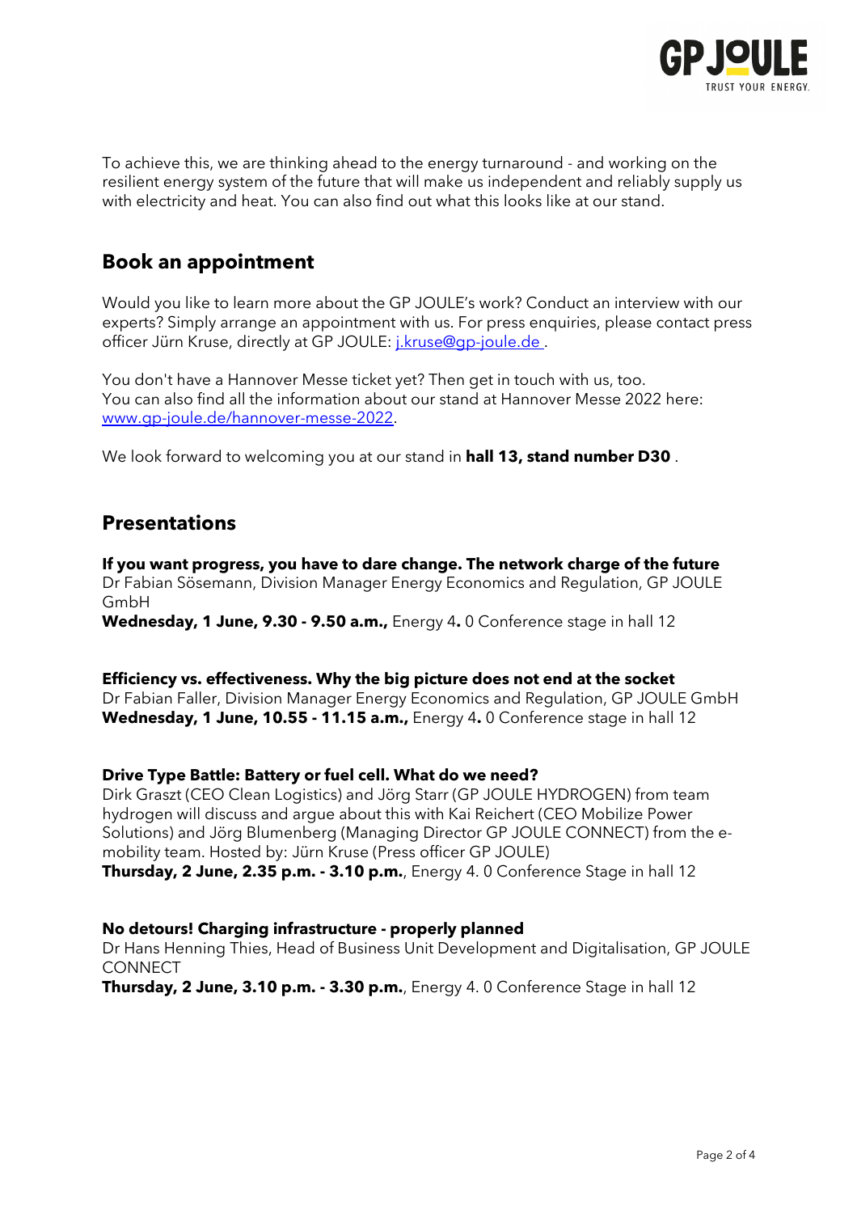To achieve this, we are thinking ahead to the energy turnaround - and working on the resilient energy system of the future that will make us independent and reliably supply us with electricity and heat. You can also find out what this looks like at our stand.

## Book an appointment

Would you like to learn more about the GP JOULE's work? Conduct an interview with our experts? Simply arrange an appointment with us. For press enquiries, please contact press officer Jürn Kruse, directly at GP JOULE: [j.kruse@gp-joule.de](mailto:j.kruse@gp-joule.de) .

You don't have a Hannover Messe ticket yet? Then get in touch with us, too.
You can also find all the information about our stand at Hannover Messe 2022 here: [www.gp-joule.de/hannover-messe-2022](http://www.gp-joule.de/hannover-messe-2022).

We look forward to welcoming you at our stand in **hall 13, stand number D30** .

## Presentations

**If you want progress, you have to dare change. The network charge of the future**
Dr Fabian Sösemann, Division Manager Energy Economics and Regulation, GP JOULE GmbH
**Wednesday, 1 June, 9.30 - 9.50 a.m.,** Energy 4**.** 0 Conference stage in hall 12

**Efficiency vs. effectiveness. Why the big picture does not end at the socket**
Dr Fabian Faller, Division Manager Energy Economics and Regulation, GP JOULE GmbH
**Wednesday, 1 June, 10.55 - 11.15 a.m.,** Energy 4**.** 0 Conference stage in hall 12

**Drive Type Battle: Battery or fuel cell. What do we need?**
Dirk Graszt (CEO Clean Logistics) and Jörg Starr (GP JOULE HYDROGEN) from team hydrogen will discuss and argue about this with Kai Reichert (CEO Mobilize Power Solutions) and Jörg Blumenberg (Managing Director GP JOULE CONNECT) from the e-mobility team. Hosted by: Jürn Kruse (Press officer GP JOULE)
**Thursday, 2 June, 2.35 p.m. - 3.10 p.m.**, Energy 4. 0 Conference Stage in hall 12

**No detours! Charging infrastructure - properly planned**
Dr Hans Henning Thies, Head of Business Unit Development and Digitalisation, GP JOULE CONNECT
**Thursday, 2 June, 3.10 p.m. - 3.30 p.m.**, Energy 4. 0 Conference Stage in hall 12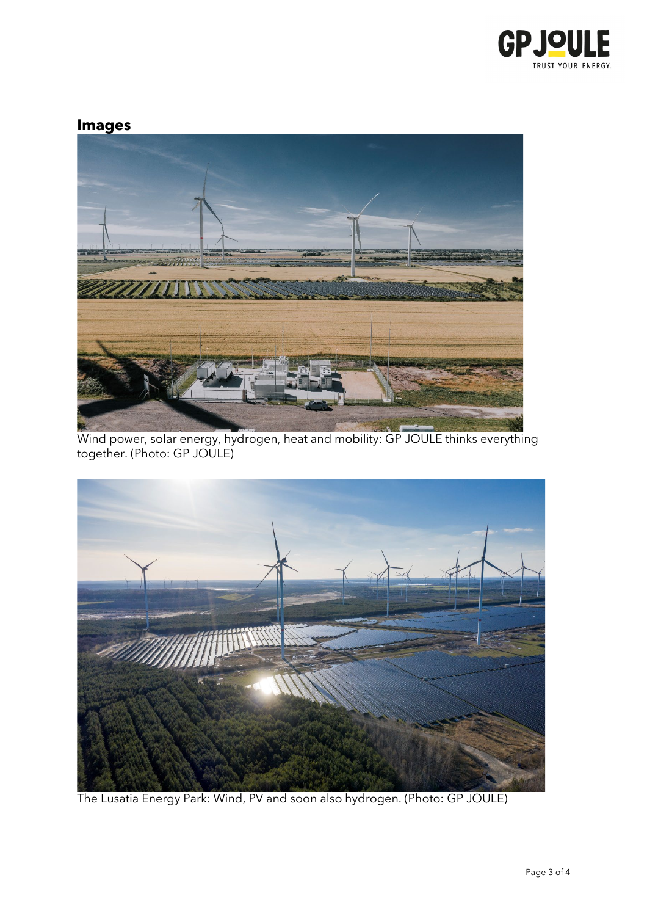## Images

Wind power, solar energy, hydrogen, heat and mobility: GP JOULE thinks everything together. (Photo: GP JOULE)

The Lusatia Energy Park: Wind, PV and soon also hydrogen. (Photo: GP JOULE)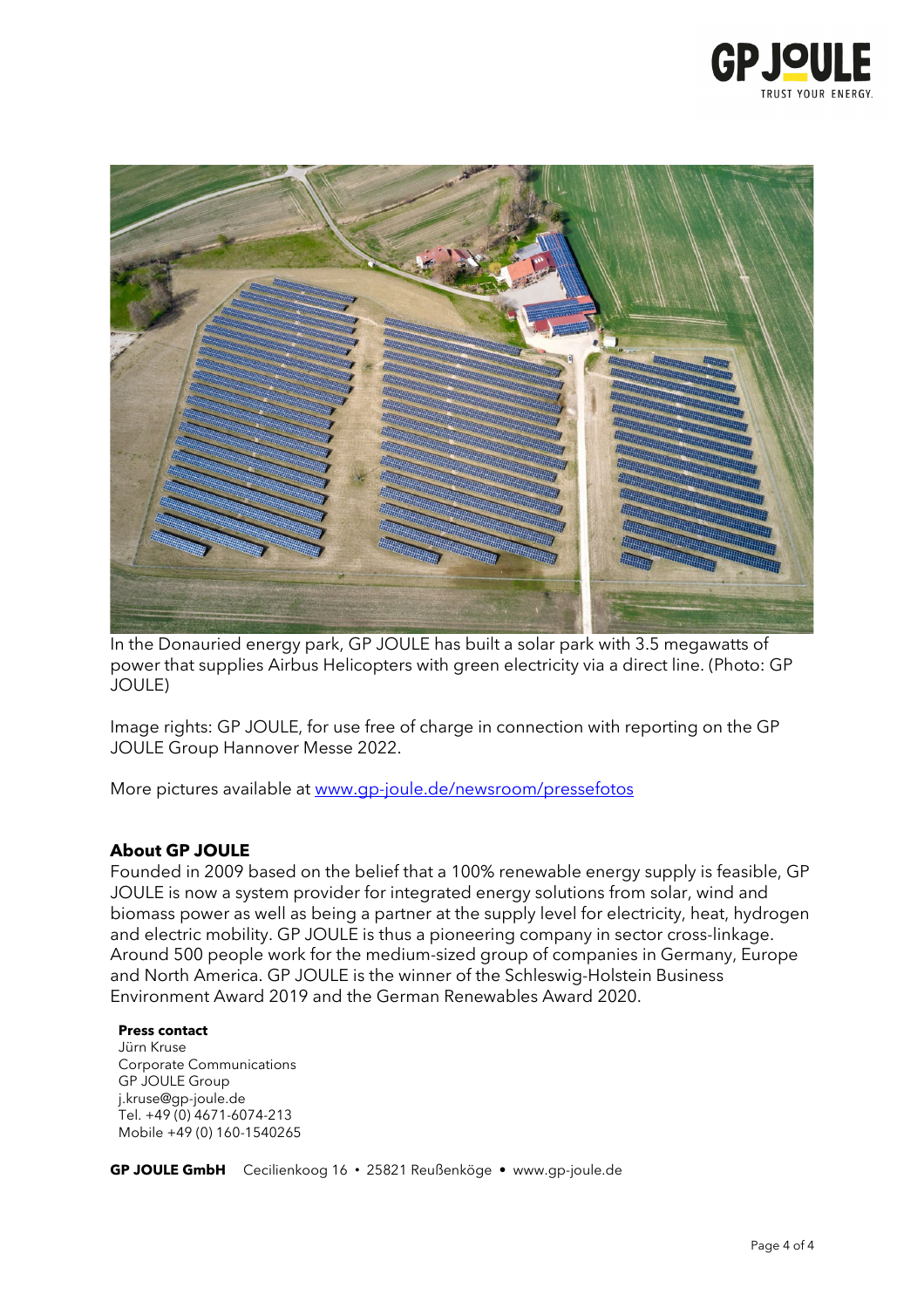In the Donauried energy park, GP JOULE has built a solar park with 3.5 megawatts of power that supplies Airbus Helicopters with green electricity via a direct line. (Photo: GP JOULE)

Image rights: GP JOULE, for use free of charge in connection with reporting on the GP JOULE Group Hannover Messe 2022.

More pictures available at [www.gp-joule.de/newsroom/pressefotos](www.gp-joule.de/newsroom/pressefotos)

## About GP JOULE

Founded in 2009 based on the belief that a 100% renewable energy supply is feasible, GP JOULE is now a system provider for integrated energy solutions from solar, wind and biomass power as well as being a partner at the supply level for electricity, heat, hydrogen and electric mobility. GP JOULE is thus a pioneering company in sector cross-linkage. Around 500 people work for the medium-sized group of companies in Germany, Europe and North America. GP JOULE is the winner of the Schleswig-Holstein Business Environment Award 2019 and the German Renewables Award 2020.

**Press contact**
Jürn Kruse
Corporate Communications
GP JOULE Group
j.kruse@gp-joule.de
Tel. +49 (0) 4671-6074-213
Mobile +49 (0) 160-1540265

**GP JOULE GmbH** Cecilienkoog 16 • 25821 Reußenköge • www.gp-joule.de